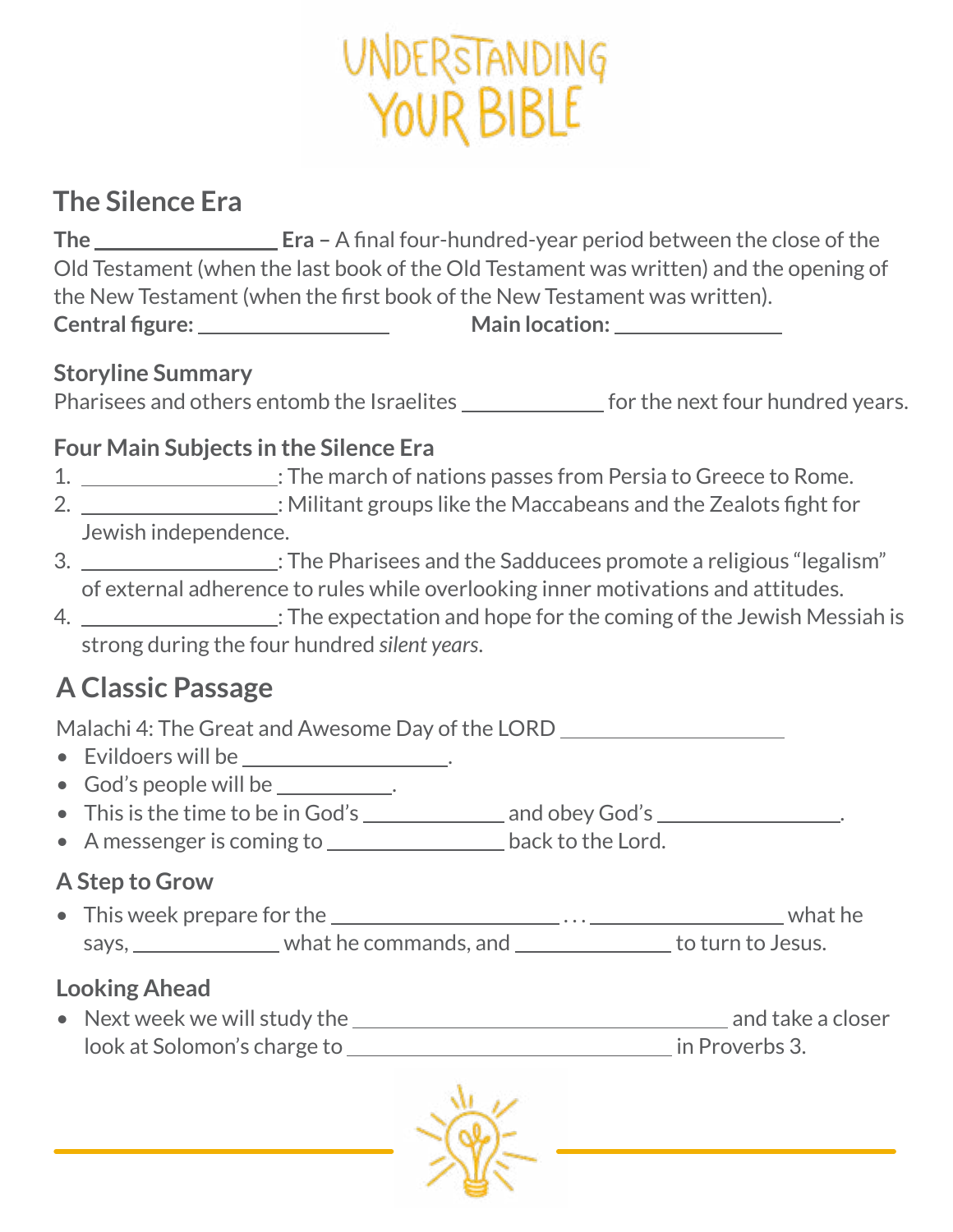# UNDERSTANDING YOUR BIBLE

## The Silence Era

**The \_\_\_\_\_\_\_\_\_\_\_\_\_\_\_\_ Era –** A final four-hundred-year period between the close of the Old Testament (when the last book of the Old Testament was written) and the opening of the New Testament (when the first book of the New Testament was written).

**Central figure:** \_\_\_\_\_\_\_\_\_\_\_\_\_\_\_\_ **Main location:** \_\_\_\_\_\_\_\_\_\_\_\_\_\_\_\_

### Storyline Summary

Pharisees and others entomb the Israelites \_\_\_\_\_\_\_\_\_\_\_\_ for the next four hundred years.

### Four Main Subjects in the Silence Era

1. \_\_\_\_\_\_\_\_\_\_\_\_\_\_\_\_: The march of nations passes from Persia to Greece to Rome.
2. \_\_\_\_\_\_\_\_\_\_\_\_\_\_\_\_: Militant groups like the Maccabeans and the Zealots fight for Jewish independence.
3. \_\_\_\_\_\_\_\_\_\_\_\_\_\_\_\_: The Pharisees and the Sadducees promote a religious "legalism" of external adherence to rules while overlooking inner motivations and attitudes.
4. \_\_\_\_\_\_\_\_\_\_\_\_\_\_\_\_: The expectation and hope for the coming of the Jewish Messiah is strong during the four hundred *silent years*.

## A Classic Passage

Malachi 4: The Great and Awesome Day of the LORD \_\_\_\_\_\_\_\_\_\_\_\_\_\_\_\_\_\_

- Evildoers will be \_\_\_\_\_\_\_\_\_\_\_\_\_\_\_\_\_\_.
- God's people will be \_\_\_\_\_\_\_\_\_\_.
- This is the time to be in God's \_\_\_\_\_\_\_\_\_\_\_\_ and obey God's \_\_\_\_\_\_\_\_\_\_\_\_\_\_\_\_.
- A messenger is coming to \_\_\_\_\_\_\_\_\_\_\_\_\_\_\_\_ back to the Lord.

### A Step to Grow

- This week prepare for the \_\_\_\_\_\_\_\_\_\_\_\_\_\_\_\_\_\_\_\_ . . . \_\_\_\_\_\_\_\_\_\_\_\_\_\_\_\_\_\_ what he says, \_\_\_\_\_\_\_\_\_\_\_\_\_\_ what he commands, and \_\_\_\_\_\_\_\_\_\_\_\_\_\_ to turn to Jesus.

### Looking Ahead

- Next week we will study the \_\_\_\_\_\_\_\_\_\_\_\_\_\_\_\_\_\_\_\_\_\_\_\_\_\_\_\_\_\_\_\_\_\_ and take a closer look at Solomon's charge to \_\_\_\_\_\_\_\_\_\_\_\_\_\_\_\_\_\_\_\_\_\_\_\_\_\_\_\_\_\_ in Proverbs 3.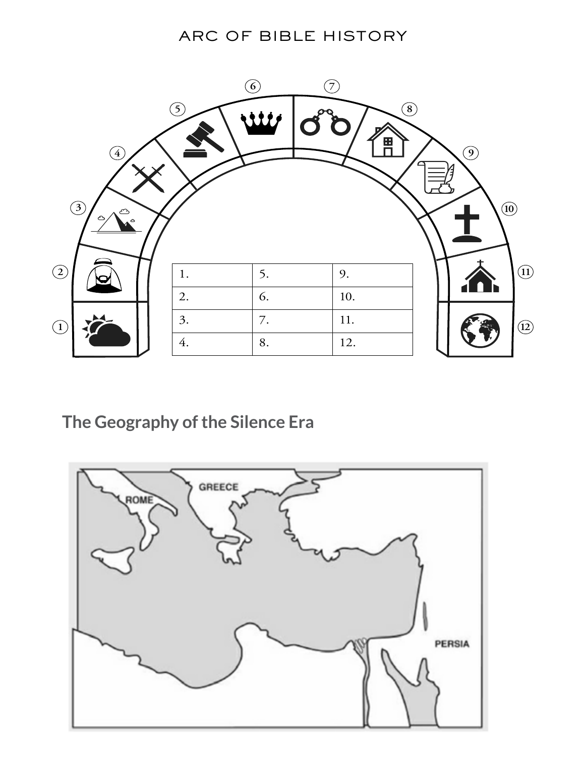# ARC OF BIBLE HISTORY

1 2 3 4 5 6 7 8 9 10 11 12

| | | |
|---|---|---|
| 1. | 5. | 9. |
| 2. | 6. | 10. |
| 3. | 7. | 11. |
| 4. | 8. | 12. |

## The Geography of the Silence Era

ROME

GREECE

PERSIA